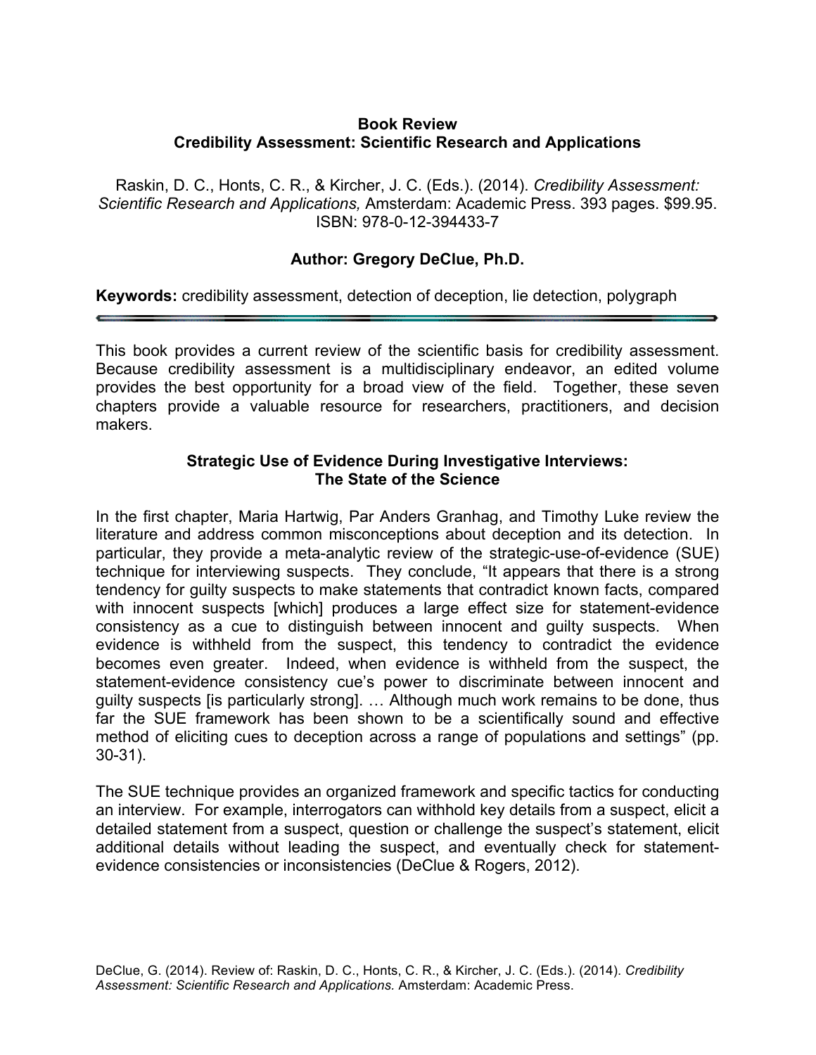**Book Review**
**Credibility Assessment: Scientific Research and Applications**

Raskin, D. C., Honts, C. R., & Kircher, J. C. (Eds.). (2014). *Credibility Assessment: Scientific Research and Applications,* Amsterdam: Academic Press. 393 pages. $99.95. ISBN: 978-0-12-394433-7

**Author: Gregory DeClue, Ph.D.**

**Keywords:** credibility assessment, detection of deception, lie detection, polygraph

---

This book provides a current review of the scientific basis for credibility assessment. Because credibility assessment is a multidisciplinary endeavor, an edited volume provides the best opportunity for a broad view of the field. Together, these seven chapters provide a valuable resource for researchers, practitioners, and decision makers.

## Strategic Use of Evidence During Investigative Interviews: The State of the Science

In the first chapter, Maria Hartwig, Par Anders Granhag, and Timothy Luke review the literature and address common misconceptions about deception and its detection. In particular, they provide a meta-analytic review of the strategic-use-of-evidence (SUE) technique for interviewing suspects. They conclude, "It appears that there is a strong tendency for guilty suspects to make statements that contradict known facts, compared with innocent suspects [which] produces a large effect size for statement-evidence consistency as a cue to distinguish between innocent and guilty suspects. When evidence is withheld from the suspect, this tendency to contradict the evidence becomes even greater. Indeed, when evidence is withheld from the suspect, the statement-evidence consistency cue's power to discriminate between innocent and guilty suspects [is particularly strong]. … Although much work remains to be done, thus far the SUE framework has been shown to be a scientifically sound and effective method of eliciting cues to deception across a range of populations and settings" (pp. 30-31).

The SUE technique provides an organized framework and specific tactics for conducting an interview. For example, interrogators can withhold key details from a suspect, elicit a detailed statement from a suspect, question or challenge the suspect's statement, elicit additional details without leading the suspect, and eventually check for statement-evidence consistencies or inconsistencies (DeClue & Rogers, 2012).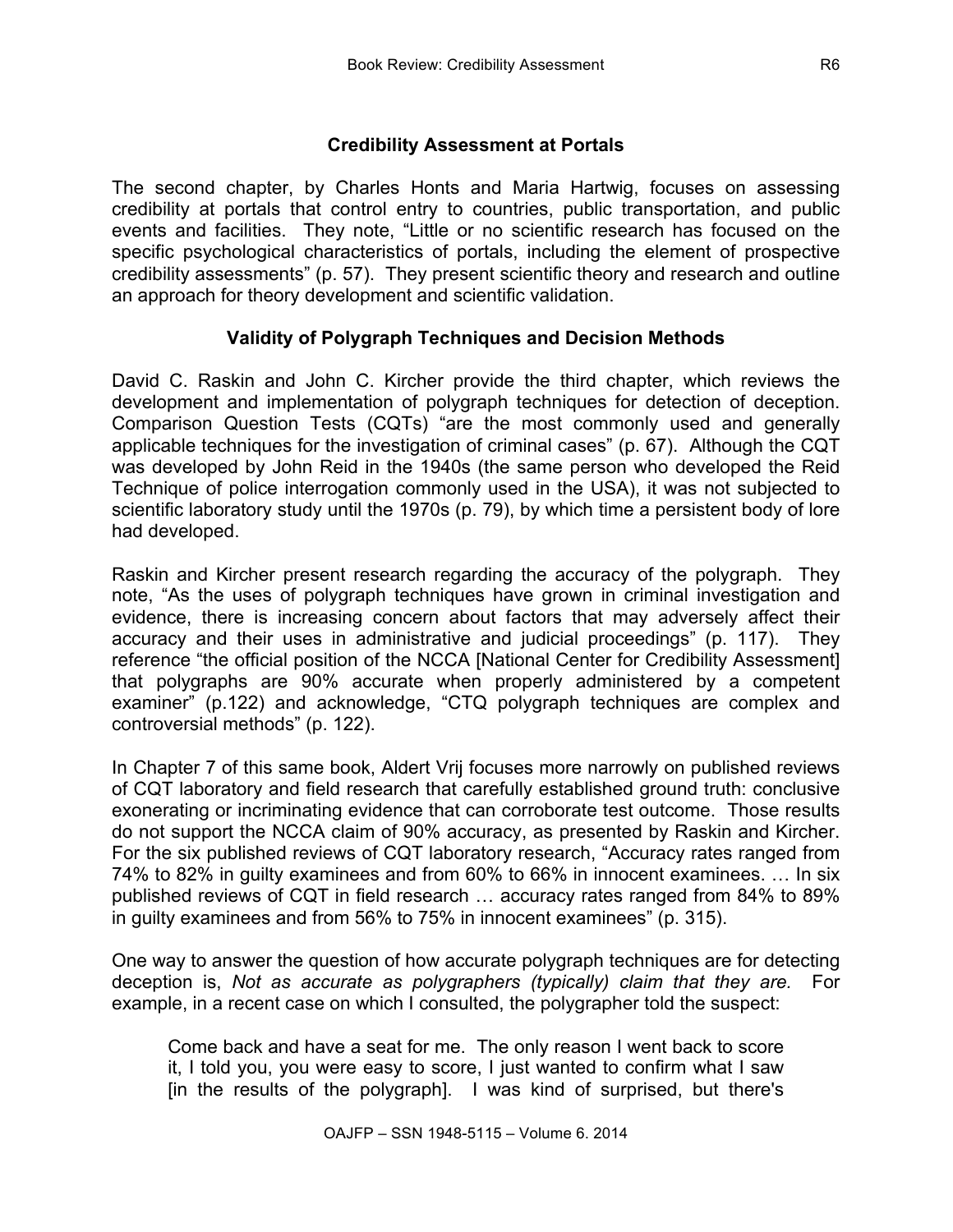## Credibility Assessment at Portals

The second chapter, by Charles Honts and Maria Hartwig, focuses on assessing credibility at portals that control entry to countries, public transportation, and public events and facilities. They note, "Little or no scientific research has focused on the specific psychological characteristics of portals, including the element of prospective credibility assessments" (p. 57). They present scientific theory and research and outline an approach for theory development and scientific validation.

## Validity of Polygraph Techniques and Decision Methods

David C. Raskin and John C. Kircher provide the third chapter, which reviews the development and implementation of polygraph techniques for detection of deception. Comparison Question Tests (CQTs) "are the most commonly used and generally applicable techniques for the investigation of criminal cases" (p. 67). Although the CQT was developed by John Reid in the 1940s (the same person who developed the Reid Technique of police interrogation commonly used in the USA), it was not subjected to scientific laboratory study until the 1970s (p. 79), by which time a persistent body of lore had developed.

Raskin and Kircher present research regarding the accuracy of the polygraph. They note, "As the uses of polygraph techniques have grown in criminal investigation and evidence, there is increasing concern about factors that may adversely affect their accuracy and their uses in administrative and judicial proceedings" (p. 117). They reference "the official position of the NCCA [National Center for Credibility Assessment] that polygraphs are 90% accurate when properly administered by a competent examiner" (p.122) and acknowledge, "CTQ polygraph techniques are complex and controversial methods" (p. 122).

In Chapter 7 of this same book, Aldert Vrij focuses more narrowly on published reviews of CQT laboratory and field research that carefully established ground truth: conclusive exonerating or incriminating evidence that can corroborate test outcome. Those results do not support the NCCA claim of 90% accuracy, as presented by Raskin and Kircher. For the six published reviews of CQT laboratory research, "Accuracy rates ranged from 74% to 82% in guilty examinees and from 60% to 66% in innocent examinees. … In six published reviews of CQT in field research … accuracy rates ranged from 84% to 89% in guilty examinees and from 56% to 75% in innocent examinees" (p. 315).

One way to answer the question of how accurate polygraph techniques are for detecting deception is, *Not as accurate as polygraphers (typically) claim that they are.* For example, in a recent case on which I consulted, the polygrapher told the suspect:

> Come back and have a seat for me. The only reason I went back to score it, I told you, you were easy to score, I just wanted to confirm what I saw [in the results of the polygraph]. I was kind of surprised, but there's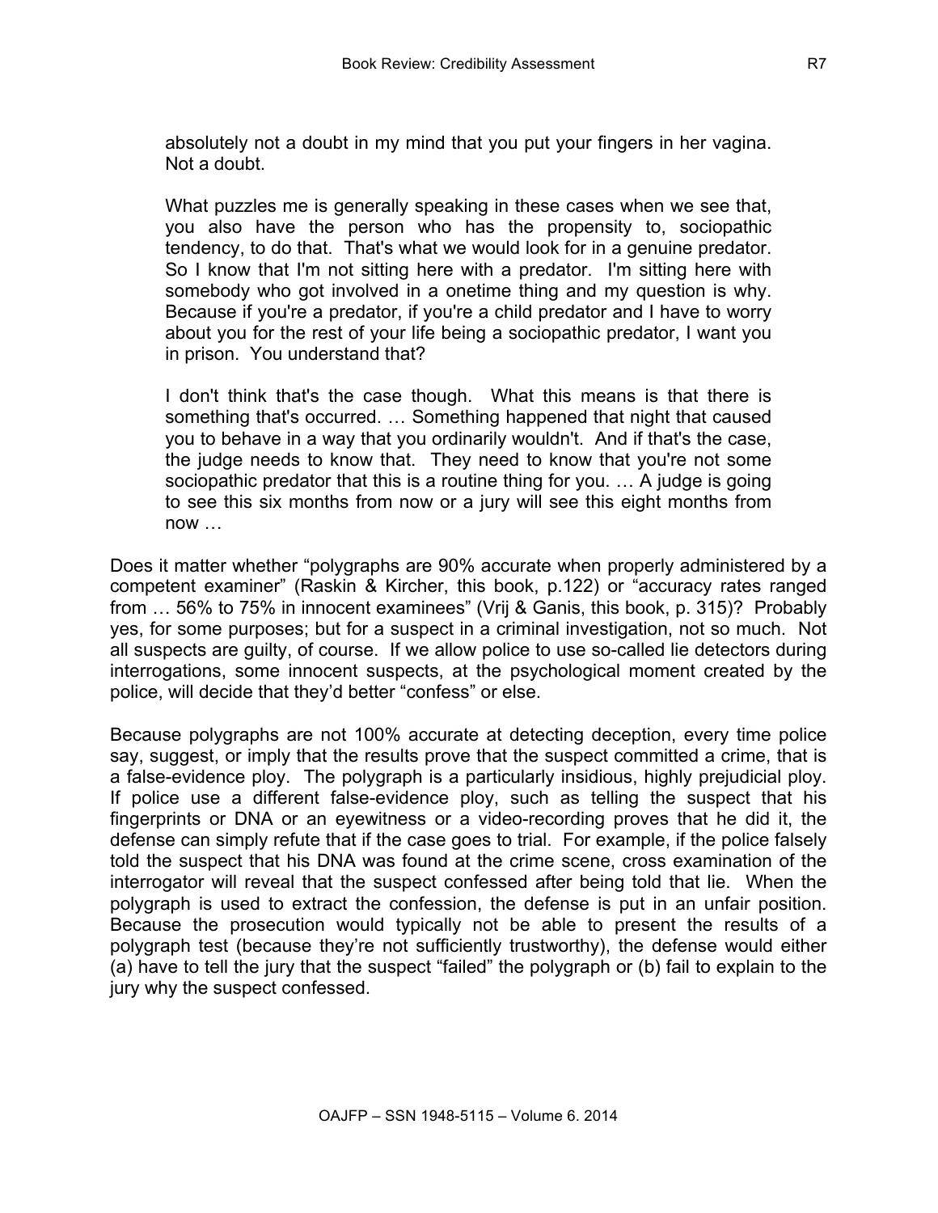> absolutely not a doubt in my mind that you put your fingers in her vagina. Not a doubt.
>
> What puzzles me is generally speaking in these cases when we see that, you also have the person who has the propensity to, sociopathic tendency, to do that. That's what we would look for in a genuine predator. So I know that I'm not sitting here with a predator. I'm sitting here with somebody who got involved in a onetime thing and my question is why. Because if you're a predator, if you're a child predator and I have to worry about you for the rest of your life being a sociopathic predator, I want you in prison. You understand that?
>
> I don't think that's the case though. What this means is that there is something that's occurred. … Something happened that night that caused you to behave in a way that you ordinarily wouldn't. And if that's the case, the judge needs to know that. They need to know that you're not some sociopathic predator that this is a routine thing for you. … A judge is going to see this six months from now or a jury will see this eight months from now …

Does it matter whether "polygraphs are 90% accurate when properly administered by a competent examiner" (Raskin & Kircher, this book, p.122) or "accuracy rates ranged from … 56% to 75% in innocent examinees" (Vrij & Ganis, this book, p. 315)? Probably yes, for some purposes; but for a suspect in a criminal investigation, not so much. Not all suspects are guilty, of course. If we allow police to use so-called lie detectors during interrogations, some innocent suspects, at the psychological moment created by the police, will decide that they'd better "confess" or else.

Because polygraphs are not 100% accurate at detecting deception, every time police say, suggest, or imply that the results prove that the suspect committed a crime, that is a false-evidence ploy. The polygraph is a particularly insidious, highly prejudicial ploy. If police use a different false-evidence ploy, such as telling the suspect that his fingerprints or DNA or an eyewitness or a video-recording proves that he did it, the defense can simply refute that if the case goes to trial. For example, if the police falsely told the suspect that his DNA was found at the crime scene, cross examination of the interrogator will reveal that the suspect confessed after being told that lie. When the polygraph is used to extract the confession, the defense is put in an unfair position. Because the prosecution would typically not be able to present the results of a polygraph test (because they're not sufficiently trustworthy), the defense would either (a) have to tell the jury that the suspect "failed" the polygraph or (b) fail to explain to the jury why the suspect confessed.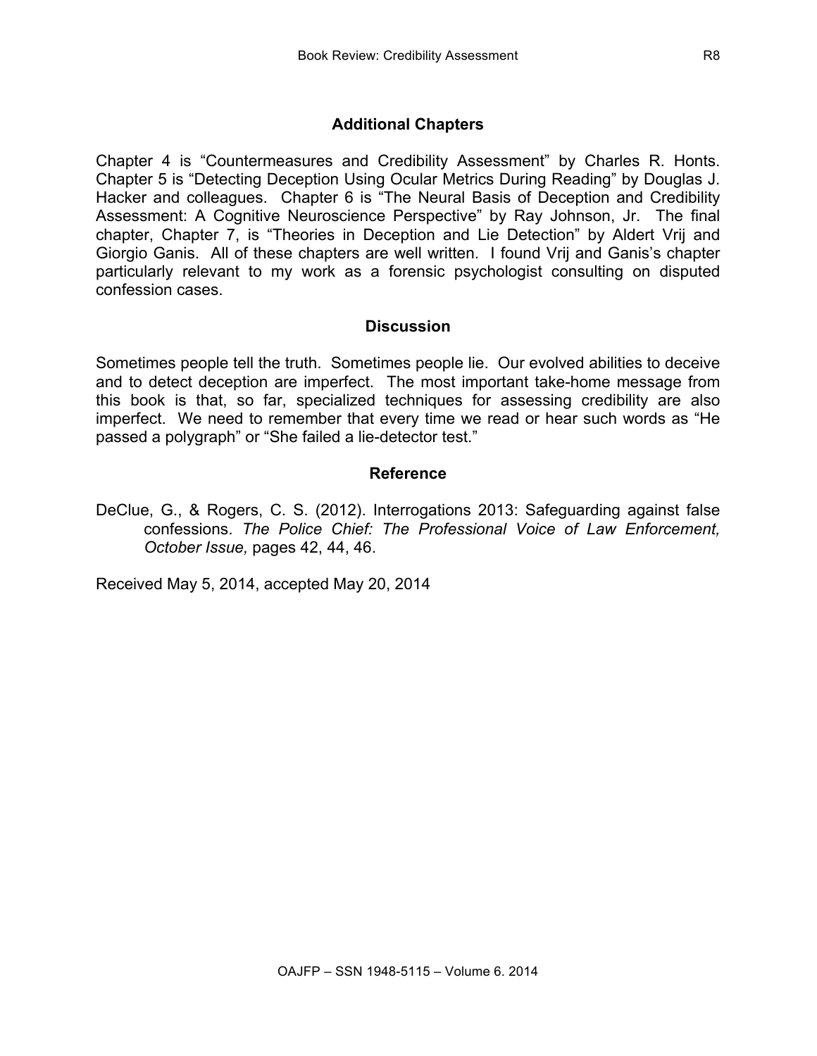## Additional Chapters

Chapter 4 is "Countermeasures and Credibility Assessment" by Charles R. Honts. Chapter 5 is "Detecting Deception Using Ocular Metrics During Reading" by Douglas J. Hacker and colleagues. Chapter 6 is "The Neural Basis of Deception and Credibility Assessment: A Cognitive Neuroscience Perspective" by Ray Johnson, Jr. The final chapter, Chapter 7, is "Theories in Deception and Lie Detection" by Aldert Vrij and Giorgio Ganis. All of these chapters are well written. I found Vrij and Ganis's chapter particularly relevant to my work as a forensic psychologist consulting on disputed confession cases.

## Discussion

Sometimes people tell the truth. Sometimes people lie. Our evolved abilities to deceive and to detect deception are imperfect. The most important take-home message from this book is that, so far, specialized techniques for assessing credibility are also imperfect. We need to remember that every time we read or hear such words as "He passed a polygraph" or "She failed a lie-detector test."

## Reference

DeClue, G., & Rogers, C. S. (2012). Interrogations 2013: Safeguarding against false confessions. *The Police Chief: The Professional Voice of Law Enforcement, October Issue,* pages 42, 44, 46.

Received May 5, 2014, accepted May 20, 2014